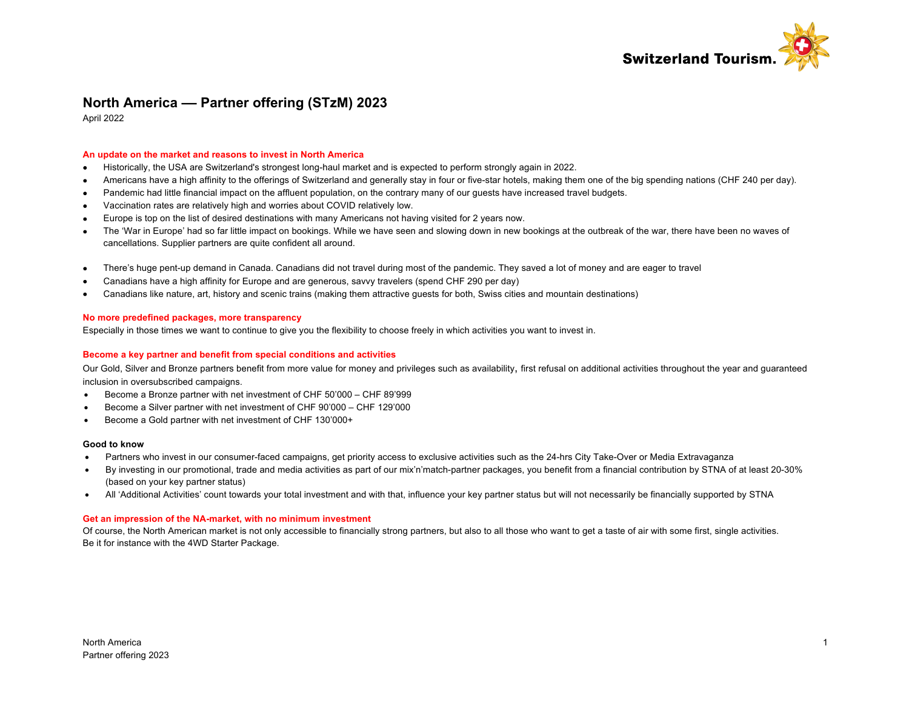# North America — Partner offering (STzM) 2023

April 2022

**An update on the market and reasons to invest in North America**

- Historically, the USA are Switzerland's strongest long-haul market and is expected to perform strongly again in 2022.
- Americans have a high affinity to the offerings of Switzerland and generally stay in four or five-star hotels, making them one of the big spending nations (CHF 240 per day).
- Pandemic had little financial impact on the affluent population, on the contrary many of our guests have increased travel budgets.
- Vaccination rates are relatively high and worries about COVID relatively low.
- Europe is top on the list of desired destinations with many Americans not having visited for 2 years now.
- The 'War in Europe' had so far little impact on bookings. While we have seen and slowing down in new bookings at the outbreak of the war, there have been no waves of cancellations. Supplier partners are quite confident all around.

- There's huge pent-up demand in Canada. Canadians did not travel during most of the pandemic. They saved a lot of money and are eager to travel
- Canadians have a high affinity for Europe and are generous, savvy travelers (spend CHF 290 per day)
- Canadians like nature, art, history and scenic trains (making them attractive guests for both, Swiss cities and mountain destinations)

**No more predefined packages, more transparency**

Especially in those times we want to continue to give you the flexibility to choose freely in which activities you want to invest in.

**Become a key partner and benefit from special conditions and activities**

Our Gold, Silver and Bronze partners benefit from more value for money and privileges such as availability, first refusal on additional activities throughout the year and guaranteed inclusion in oversubscribed campaigns.

- Become a Bronze partner with net investment of CHF 50'000 – CHF 89'999
- Become a Silver partner with net investment of CHF 90'000 – CHF 129'000
- Become a Gold partner with net investment of CHF 130'000+

**Good to know**

- Partners who invest in our consumer-faced campaigns, get priority access to exclusive activities such as the 24-hrs City Take-Over or Media Extravaganza
- By investing in our promotional, trade and media activities as part of our mix'n'match-partner packages, you benefit from a financial contribution by STNA of at least 20-30% (based on your key partner status)
- All 'Additional Activities' count towards your total investment and with that, influence your key partner status but will not necessarily be financially supported by STNA

**Get an impression of the NA-market, with no minimum investment**

Of course, the North American market is not only accessible to financially strong partners, but also to all those who want to get a taste of air with some first, single activities. Be it for instance with the 4WD Starter Package.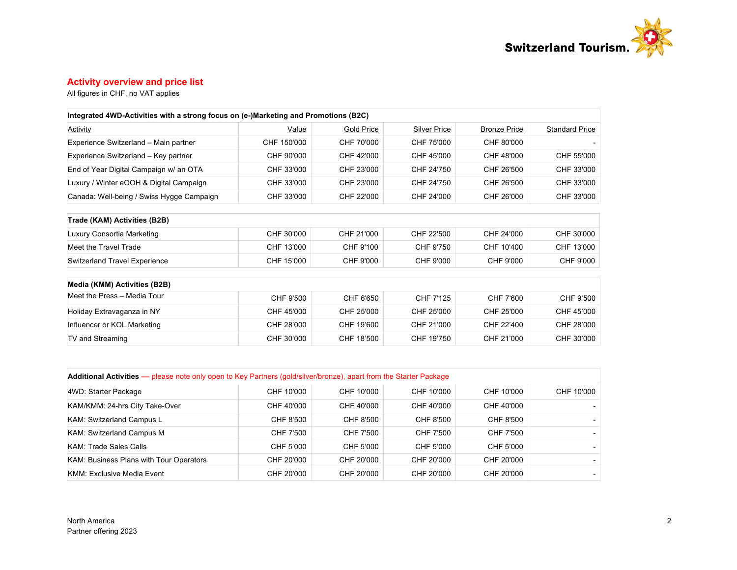## Activity overview and price list

All figures in CHF, no VAT applies

| **Integrated 4WD-Activities with a strong focus on (e-)Marketing and Promotions (B2C)** | | | | | |
|---|---|---|---|---|---|
| Activity | Value | Gold Price | Silver Price | Bronze Price | Standard Price |
| Experience Switzerland – Main partner | CHF 150'000 | CHF 70'000 | CHF 75'000 | CHF 80'000 | - |
| Experience Switzerland – Key partner | CHF 90'000 | CHF 42'000 | CHF 45'000 | CHF 48'000 | CHF 55'000 |
| End of Year Digital Campaign w/ an OTA | CHF 33'000 | CHF 23'000 | CHF 24'750 | CHF 26'500 | CHF 33'000 |
| Luxury / Winter eOOH & Digital Campaign | CHF 33'000 | CHF 23'000 | CHF 24'750 | CHF 26'500 | CHF 33'000 |
| Canada: Well-being / Swiss Hygge Campaign | CHF 33'000 | CHF 22'000 | CHF 24'000 | CHF 26'000 | CHF 33'000 |

| **Trade (KAM) Activities (B2B)** | | | | | |
|---|---|---|---|---|---|
| Luxury Consortia Marketing | CHF 30'000 | CHF 21'000 | CHF 22'500 | CHF 24'000 | CHF 30'000 |
| Meet the Travel Trade | CHF 13'000 | CHF 9'100 | CHF 9'750 | CHF 10'400 | CHF 13'000 |
| Switzerland Travel Experience | CHF 15'000 | CHF 9'000 | CHF 9'000 | CHF 9'000 | CHF 9'000 |

| **Media (KMM) Activities (B2B)** | | | | | |
|---|---|---|---|---|---|
| Meet the Press – Media Tour | CHF 9'500 | CHF 6'650 | CHF 7'125 | CHF 7'600 | CHF 9'500 |
| Holiday Extravaganza in NY | CHF 45'000 | CHF 25'000 | CHF 25'000 | CHF 25'000 | CHF 45'000 |
| Influencer or KOL Marketing | CHF 28'000 | CHF 19'600 | CHF 21'000 | CHF 22'400 | CHF 28'000 |
| TV and Streaming | CHF 30'000 | CHF 18'500 | CHF 19'750 | CHF 21'000 | CHF 30'000 |

| **Additional Activities** — please note only open to Key Partners (gold/silver/bronze), apart from the Starter Package | | | | | |
|---|---|---|---|---|---|
| 4WD: Starter Package | CHF 10'000 | CHF 10'000 | CHF 10'000 | CHF 10'000 | CHF 10'000 |
| KAM/KMM: 24-hrs City Take-Over | CHF 40'000 | CHF 40'000 | CHF 40'000 | CHF 40'000 | - |
| KAM: Switzerland Campus L | CHF 8'500 | CHF 8'500 | CHF 8'500 | CHF 8'500 | - |
| KAM: Switzerland Campus M | CHF 7'500 | CHF 7'500 | CHF 7'500 | CHF 7'500 | - |
| KAM: Trade Sales Calls | CHF 5'000 | CHF 5'000 | CHF 5'000 | CHF 5'000 | - |
| KAM: Business Plans with Tour Operators | CHF 20'000 | CHF 20'000 | CHF 20'000 | CHF 20'000 | - |
| KMM: Exclusive Media Event | CHF 20'000 | CHF 20'000 | CHF 20'000 | CHF 20'000 | - |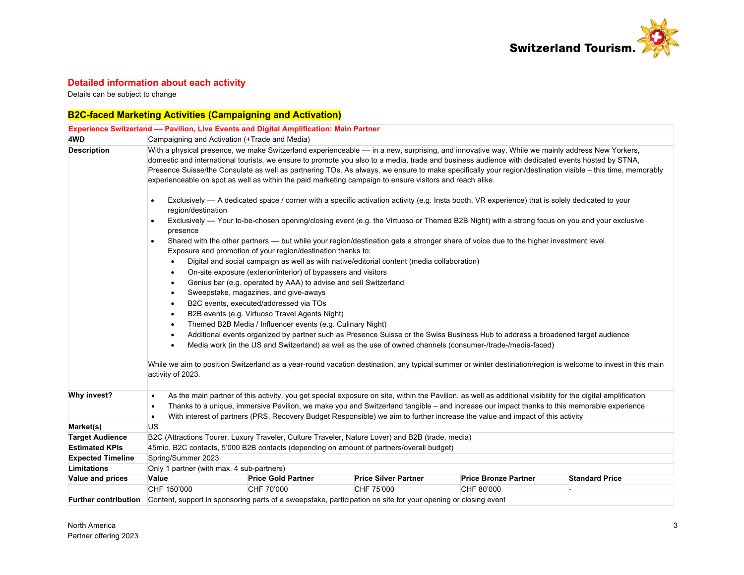## Detailed information about each activity

Details can be subject to change

### B2C-faced Marketing Activities (Campaigning and Activation)

| **Experience Switzerland — Pavilion, Live Events and Digital Amplification: Main Partner** | | | | | |
|---|---|---|---|---|---|
| **4WD** | Campaigning and Activation (+Trade and Media) | | | | |
| **Description** | With a physical presence, we make Switzerland experienceable — in a new, surprising, and innovative way. While we mainly address New Yorkers, domestic and international tourists, we ensure to promote you also to a media, trade and business audience with dedicated events hosted by STNA, Presence Suisse/the Consulate as well as partnering TOs. As always, we ensure to make specifically your region/destination visible – this time, memorably experienceable on spot as well as within the paid marketing campaign to ensure visitors and reach alike.<br><br>• Exclusively — A dedicated space / corner with a specific activation activity (e.g. Insta booth, VR experience) that is solely dedicated to your region/destination<br>• Exclusively — Your to-be-chosen opening/closing event (e.g. the Virtuoso or Themed B2B Night) with a strong focus on you and your exclusive presence<br>• Shared with the other partners — but while your region/destination gets a stronger share of voice due to the higher investment level. Exposure and promotion of your region/destination thanks to:<br>  ◦ Digital and social campaign as well as with native/editorial content (media collaboration)<br>  ◦ On-site exposure (exterior/interior) of bypassers and visitors<br>  ◦ Genius bar (e.g. operated by AAA) to advise and sell Switzerland<br>  ◦ Sweepstake, magazines, and give-aways<br>  ◦ B2C events, executed/addressed via TOs<br>  ◦ B2B events (e.g. Virtuoso Travel Agents Night)<br>  ◦ Themed B2B Media / Influencer events (e.g. Culinary Night)<br>  ◦ Additional events organized by partner such as Presence Suisse or the Swiss Business Hub to address a broadened target audience<br>  ◦ Media work (in the US and Switzerland) as well as the use of owned channels (consumer-/trade-/media-faced)<br><br>While we aim to position Switzerland as a year-round vacation destination, any typical summer or winter destination/region is welcome to invest in this main activity of 2023. | | | | |
| **Why invest?** | • As the main partner of this activity, you get special exposure on site, within the Pavilion, as well as additional visibility for the digital amplification<br>• Thanks to a unique, immersive Pavilion, we make you and Switzerland tangible – and increase our impact thanks to this memorable experience<br>• With interest of partners (PRS, Recovery Budget Responsible) we aim to further increase the value and impact of this activity | | | | |
| **Market(s)** | US | | | | |
| **Target Audience** | B2C (Attractions Tourer, Luxury Traveler, Culture Traveler, Nature Lover) and B2B (trade, media) | | | | |
| **Estimated KPIs** | 45mio. B2C contacts, 5'000 B2B contacts (depending on amount of partners/overall budget) | | | | |
| **Expected Timeline** | Spring/Summer 2023 | | | | |
| **Limitations** | Only 1 partner (with max. 4 sub-partners) | | | | |
| **Value and prices** | **Value** | **Price Gold Partner** | **Price Silver Partner** | **Price Bronze Partner** | **Standard Price** |
| | CHF 150'000 | CHF 70'000 | CHF 75'000 | CHF 80'000 | - |
| **Further contribution** | Content, support in sponsoring parts of a sweepstake, participation on site for your opening or closing event | | | | |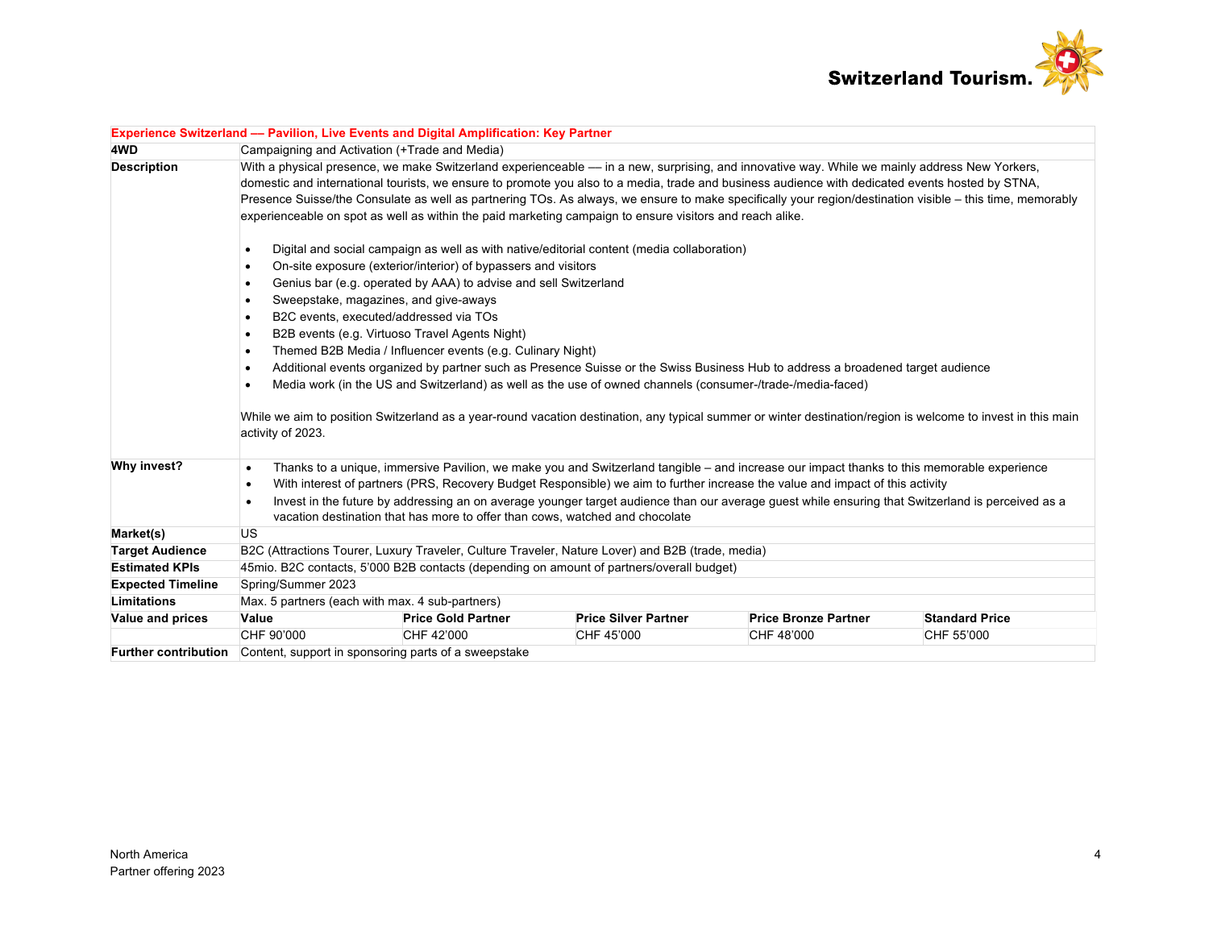| **Experience Switzerland — Pavilion, Live Events and Digital Amplification: Key Partner** | | | | | |
|---|---|---|---|---|---|
| **4WD** | Campaigning and Activation (+Trade and Media) | | | | |
| **Description** | With a physical presence, we make Switzerland experienceable — in a new, surprising, and innovative way. While we mainly address New Yorkers, domestic and international tourists, we ensure to promote you also to a media, trade and business audience with dedicated events hosted by STNA, Presence Suisse/the Consulate as well as partnering TOs. As always, we ensure to make specifically your region/destination visible – this time, memorably experienceable on spot as well as within the paid marketing campaign to ensure visitors and reach alike.<br><br>• Digital and social campaign as well as with native/editorial content (media collaboration)<br>• On-site exposure (exterior/interior) of bypassers and visitors<br>• Genius bar (e.g. operated by AAA) to advise and sell Switzerland<br>• Sweepstake, magazines, and give-aways<br>• B2C events, executed/addressed via TOs<br>• B2B events (e.g. Virtuoso Travel Agents Night)<br>• Themed B2B Media / Influencer events (e.g. Culinary Night)<br>• Additional events organized by partner such as Presence Suisse or the Swiss Business Hub to address a broadened target audience<br>• Media work (in the US and Switzerland) as well as the use of owned channels (consumer-/trade-/media-faced)<br><br>While we aim to position Switzerland as a year-round vacation destination, any typical summer or winter destination/region is welcome to invest in this main activity of 2023. | | | | |
| **Why invest?** | • Thanks to a unique, immersive Pavilion, we make you and Switzerland tangible – and increase our impact thanks to this memorable experience<br>• With interest of partners (PRS, Recovery Budget Responsible) we aim to further increase the value and impact of this activity<br>• Invest in the future by addressing an on average younger target audience than our average guest while ensuring that Switzerland is perceived as a vacation destination that has more to offer than cows, watched and chocolate | | | | |
| **Market(s)** | US | | | | |
| **Target Audience** | B2C (Attractions Tourer, Luxury Traveler, Culture Traveler, Nature Lover) and B2B (trade, media) | | | | |
| **Estimated KPIs** | 45mio. B2C contacts, 5'000 B2B contacts (depending on amount of partners/overall budget) | | | | |
| **Expected Timeline** | Spring/Summer 2023 | | | | |
| **Limitations** | Max. 5 partners (each with max. 4 sub-partners) | | | | |
| **Value and prices** | **Value** | **Price Gold Partner** | **Price Silver Partner** | **Price Bronze Partner** | **Standard Price** |
| | CHF 90'000 | CHF 42'000 | CHF 45'000 | CHF 48'000 | CHF 55'000 |
| **Further contribution** | Content, support in sponsoring parts of a sweepstake | | | | |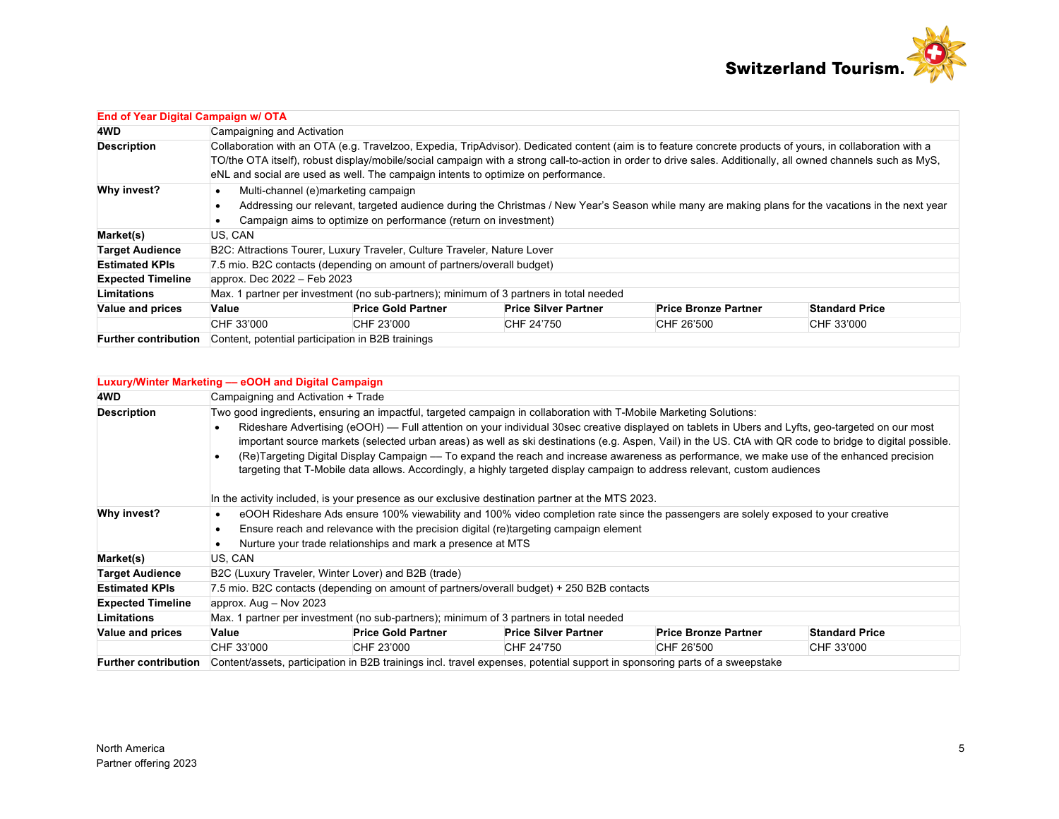| End of Year Digital Campaign w/ OTA | | | | | |
|---|---|---|---|---|---|
| **4WD** | Campaigning and Activation | | | | |
| **Description** | Collaboration with an OTA (e.g. Travelzoo, Expedia, TripAdvisor). Dedicated content (aim is to feature concrete products of yours, in collaboration with a TO/the OTA itself), robust display/mobile/social campaign with a strong call-to-action in order to drive sales. Additionally, all owned channels such as MyS, eNL and social are used as well. The campaign intents to optimize on performance. | | | | |
| **Why invest?** | • Multi-channel (e)marketing campaign<br>• Addressing our relevant, targeted audience during the Christmas / New Year's Season while many are making plans for the vacations in the next year<br>• Campaign aims to optimize on performance (return on investment) | | | | |
| **Market(s)** | US, CAN | | | | |
| **Target Audience** | B2C: Attractions Tourer, Luxury Traveler, Culture Traveler, Nature Lover | | | | |
| **Estimated KPIs** | 7.5 mio. B2C contacts (depending on amount of partners/overall budget) | | | | |
| **Expected Timeline** | approx. Dec 2022 – Feb 2023 | | | | |
| **Limitations** | Max. 1 partner per investment (no sub-partners); minimum of 3 partners in total needed | | | | |
| **Value and prices** | **Value** | **Price Gold Partner** | **Price Silver Partner** | **Price Bronze Partner** | **Standard Price** |
| | CHF 33'000 | CHF 23'000 | CHF 24'750 | CHF 26'500 | CHF 33'000 |
| **Further contribution** | Content, potential participation in B2B trainings | | | | |

| Luxury/Winter Marketing — eOOH and Digital Campaign | | | | | |
|---|---|---|---|---|---|
| **4WD** | Campaigning and Activation + Trade | | | | |
| **Description** | Two good ingredients, ensuring an impactful, targeted campaign in collaboration with T-Mobile Marketing Solutions:<br>• Rideshare Advertising (eOOH) — Full attention on your individual 30sec creative displayed on tablets in Ubers and Lyfts, geo-targeted on our most important source markets (selected urban areas) as well as ski destinations (e.g. Aspen, Vail) in the US. CtA with QR code to bridge to digital possible.<br>• (Re)Targeting Digital Display Campaign — To expand the reach and increase awareness as performance, we make use of the enhanced precision targeting that T-Mobile data allows. Accordingly, a highly targeted display campaign to address relevant, custom audiences<br><br>In the activity included, is your presence as our exclusive destination partner at the MTS 2023. | | | | |
| **Why invest?** | • eOOH Rideshare Ads ensure 100% viewability and 100% video completion rate since the passengers are solely exposed to your creative<br>• Ensure reach and relevance with the precision digital (re)targeting campaign element<br>• Nurture your trade relationships and mark a presence at MTS | | | | |
| **Market(s)** | US, CAN | | | | |
| **Target Audience** | B2C (Luxury Traveler, Winter Lover) and B2B (trade) | | | | |
| **Estimated KPIs** | 7.5 mio. B2C contacts (depending on amount of partners/overall budget) + 250 B2B contacts | | | | |
| **Expected Timeline** | approx. Aug – Nov 2023 | | | | |
| **Limitations** | Max. 1 partner per investment (no sub-partners); minimum of 3 partners in total needed | | | | |
| **Value and prices** | **Value** | **Price Gold Partner** | **Price Silver Partner** | **Price Bronze Partner** | **Standard Price** |
| | CHF 33'000 | CHF 23'000 | CHF 24'750 | CHF 26'500 | CHF 33'000 |
| **Further contribution** | Content/assets, participation in B2B trainings incl. travel expenses, potential support in sponsoring parts of a sweepstake | | | | |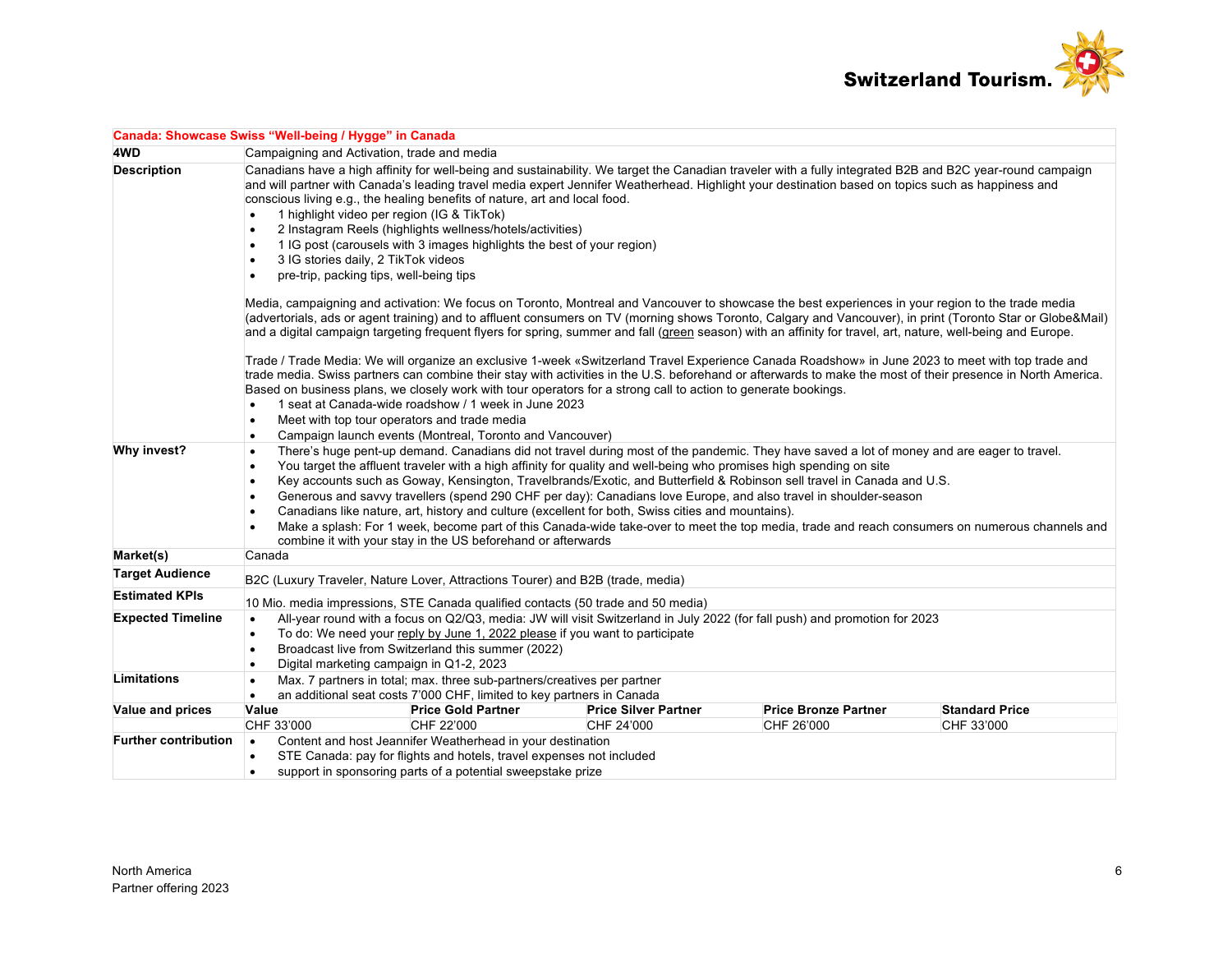| Canada: Showcase Swiss "Well-being / Hygge" in Canada | | | | | |
|---|---|---|---|---|---|
| **4WD** | Campaigning and Activation, trade and media | | | | |
| **Description** | Canadians have a high affinity for well-being and sustainability. We target the Canadian traveler with a fully integrated B2B and B2C year-round campaign and will partner with Canada's leading travel media expert Jennifer Weatherhead. Highlight your destination based on topics such as happiness and conscious living e.g., the healing benefits of nature, art and local food.<br>• 1 highlight video per region (IG & TikTok)<br>• 2 Instagram Reels (highlights wellness/hotels/activities)<br>• 1 IG post (carousels with 3 images highlights the best of your region)<br>• 3 IG stories daily, 2 TikTok videos<br>• pre-trip, packing tips, well-being tips<br><br>Media, campaigning and activation: We focus on Toronto, Montreal and Vancouver to showcase the best experiences in your region to the trade media (advertorials, ads or agent training) and to affluent consumers on TV (morning shows Toronto, Calgary and Vancouver), in print (Toronto Star or Globe&Mail) and a digital campaign targeting frequent flyers for spring, summer and fall (green season) with an affinity for travel, art, nature, well-being and Europe.<br><br>Trade / Trade Media: We will organize an exclusive 1-week «Switzerland Travel Experience Canada Roadshow» in June 2023 to meet with top trade and trade media. Swiss partners can combine their stay with activities in the U.S. beforehand or afterwards to make the most of their presence in North America. Based on business plans, we closely work with tour operators for a strong call to action to generate bookings.<br>• 1 seat at Canada-wide roadshow / 1 week in June 2023<br>• Meet with top tour operators and trade media<br>• Campaign launch events (Montreal, Toronto and Vancouver) | | | | |
| **Why invest?** | • There's huge pent-up demand. Canadians did not travel during most of the pandemic. They have saved a lot of money and are eager to travel.<br>• You target the affluent traveler with a high affinity for quality and well-being who promises high spending on site<br>• Key accounts such as Goway, Kensington, Travelbrands/Exotic, and Butterfield & Robinson sell travel in Canada and U.S.<br>• Generous and savvy travellers (spend 290 CHF per day): Canadians love Europe, and also travel in shoulder-season<br>• Canadians like nature, art, history and culture (excellent for both, Swiss cities and mountains).<br>• Make a splash: For 1 week, become part of this Canada-wide take-over to meet the top media, trade and reach consumers on numerous channels and combine it with your stay in the US beforehand or afterwards | | | | |
| **Market(s)** | Canada | | | | |
| **Target Audience** | B2C (Luxury Traveler, Nature Lover, Attractions Tourer) and B2B (trade, media) | | | | |
| **Estimated KPIs** | 10 Mio. media impressions, STE Canada qualified contacts (50 trade and 50 media) | | | | |
| **Expected Timeline** | • All-year round with a focus on Q2/Q3, media: JW will visit Switzerland in July 2022 (for fall push) and promotion for 2023<br>• To do: We need your reply by June 1, 2022 please if you want to participate<br>• Broadcast live from Switzerland this summer (2022)<br>• Digital marketing campaign in Q1-2, 2023 | | | | |
| **Limitations** | • Max. 7 partners in total; max. three sub-partners/creatives per partner<br>• an additional seat costs 7'000 CHF, limited to key partners in Canada | | | | |
| **Value and prices** | **Value** | **Price Gold Partner** | **Price Silver Partner** | **Price Bronze Partner** | **Standard Price** |
| | CHF 33'000 | CHF 22'000 | CHF 24'000 | CHF 26'000 | CHF 33'000 |
| **Further contribution** | • Content and host Jeannifer Weatherhead in your destination<br>• STE Canada: pay for flights and hotels, travel expenses not included<br>• support in sponsoring parts of a potential sweepstake prize | | | | |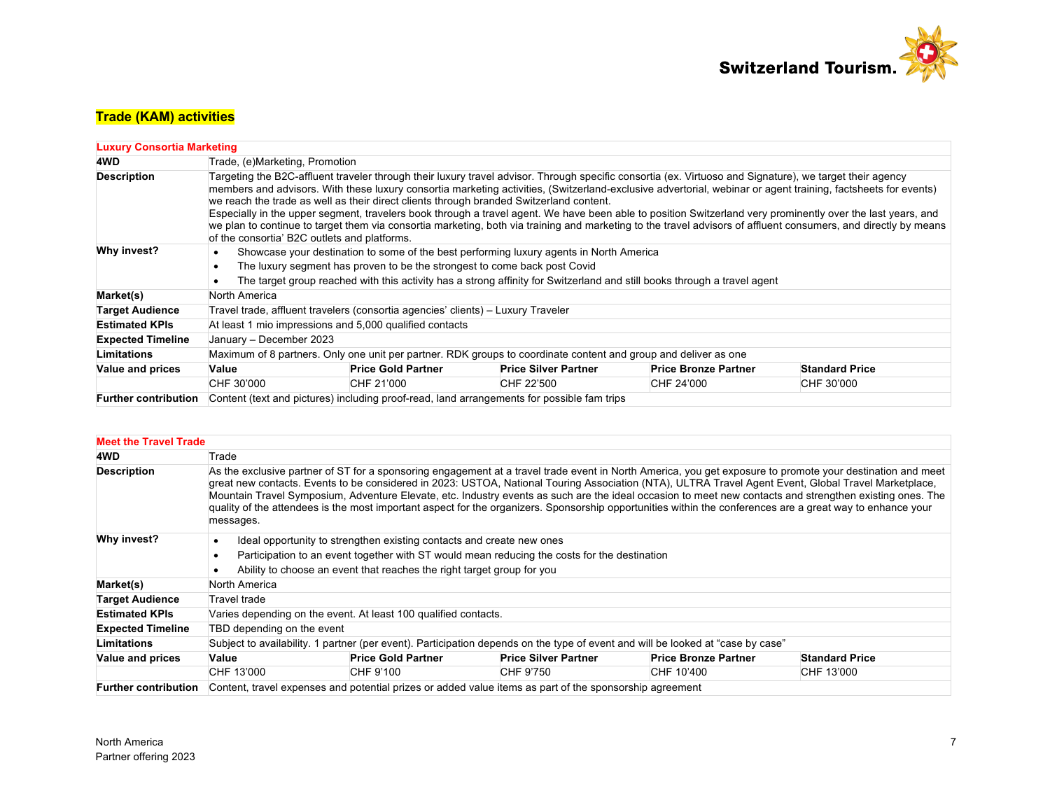## Trade (KAM) activities

| Luxury Consortia Marketing | | | | | |
|---|---|---|---|---|---|
| **4WD** | Trade, (e)Marketing, Promotion | | | | |
| **Description** | Targeting the B2C-affluent traveler through their luxury travel advisor. Through specific consortia (ex. Virtuoso and Signature), we target their agency members and advisors. With these luxury consortia marketing activities, (Switzerland-exclusive advertorial, webinar or agent training, factsheets for events) we reach the trade as well as their direct clients through branded Switzerland content. Especially in the upper segment, travelers book through a travel agent. We have been able to position Switzerland very prominently over the last years, and we plan to continue to target them via consortia marketing, both via training and marketing to the travel advisors of affluent consumers, and directly by means of the consortia' B2C outlets and platforms. | | | | |
| **Why invest?** | • Showcase your destination to some of the best performing luxury agents in North America<br>• The luxury segment has proven to be the strongest to come back post Covid<br>• The target group reached with this activity has a strong affinity for Switzerland and still books through a travel agent | | | | |
| **Market(s)** | North America | | | | |
| **Target Audience** | Travel trade, affluent travelers (consortia agencies' clients) – Luxury Traveler | | | | |
| **Estimated KPIs** | At least 1 mio impressions and 5,000 qualified contacts | | | | |
| **Expected Timeline** | January – December 2023 | | | | |
| **Limitations** | Maximum of 8 partners. Only one unit per partner. RDK groups to coordinate content and group and deliver as one | | | | |
| **Value and prices** | **Value** | **Price Gold Partner** | **Price Silver Partner** | **Price Bronze Partner** | **Standard Price** |
| | CHF 30'000 | CHF 21'000 | CHF 22'500 | CHF 24'000 | CHF 30'000 |
| **Further contribution** | Content (text and pictures) including proof-read, land arrangements for possible fam trips | | | | |

| Meet the Travel Trade | | | | | |
|---|---|---|---|---|---|
| **4WD** | Trade | | | | |
| **Description** | As the exclusive partner of ST for a sponsoring engagement at a travel trade event in North America, you get exposure to promote your destination and meet great new contacts. Events to be considered in 2023: USTOA, National Touring Association (NTA), ULTRA Travel Agent Event, Global Travel Marketplace, Mountain Travel Symposium, Adventure Elevate, etc. Industry events as such are the ideal occasion to meet new contacts and strengthen existing ones. The quality of the attendees is the most important aspect for the organizers. Sponsorship opportunities within the conferences are a great way to enhance your messages. | | | | |
| **Why invest?** | • Ideal opportunity to strengthen existing contacts and create new ones<br>• Participation to an event together with ST would mean reducing the costs for the destination<br>• Ability to choose an event that reaches the right target group for you | | | | |
| **Market(s)** | North America | | | | |
| **Target Audience** | Travel trade | | | | |
| **Estimated KPIs** | Varies depending on the event. At least 100 qualified contacts. | | | | |
| **Expected Timeline** | TBD depending on the event | | | | |
| **Limitations** | Subject to availability. 1 partner (per event). Participation depends on the type of event and will be looked at "case by case" | | | | |
| **Value and prices** | **Value** | **Price Gold Partner** | **Price Silver Partner** | **Price Bronze Partner** | **Standard Price** |
| | CHF 13'000 | CHF 9'100 | CHF 9'750 | CHF 10'400 | CHF 13'000 |
| **Further contribution** | Content, travel expenses and potential prizes or added value items as part of the sponsorship agreement | | | | |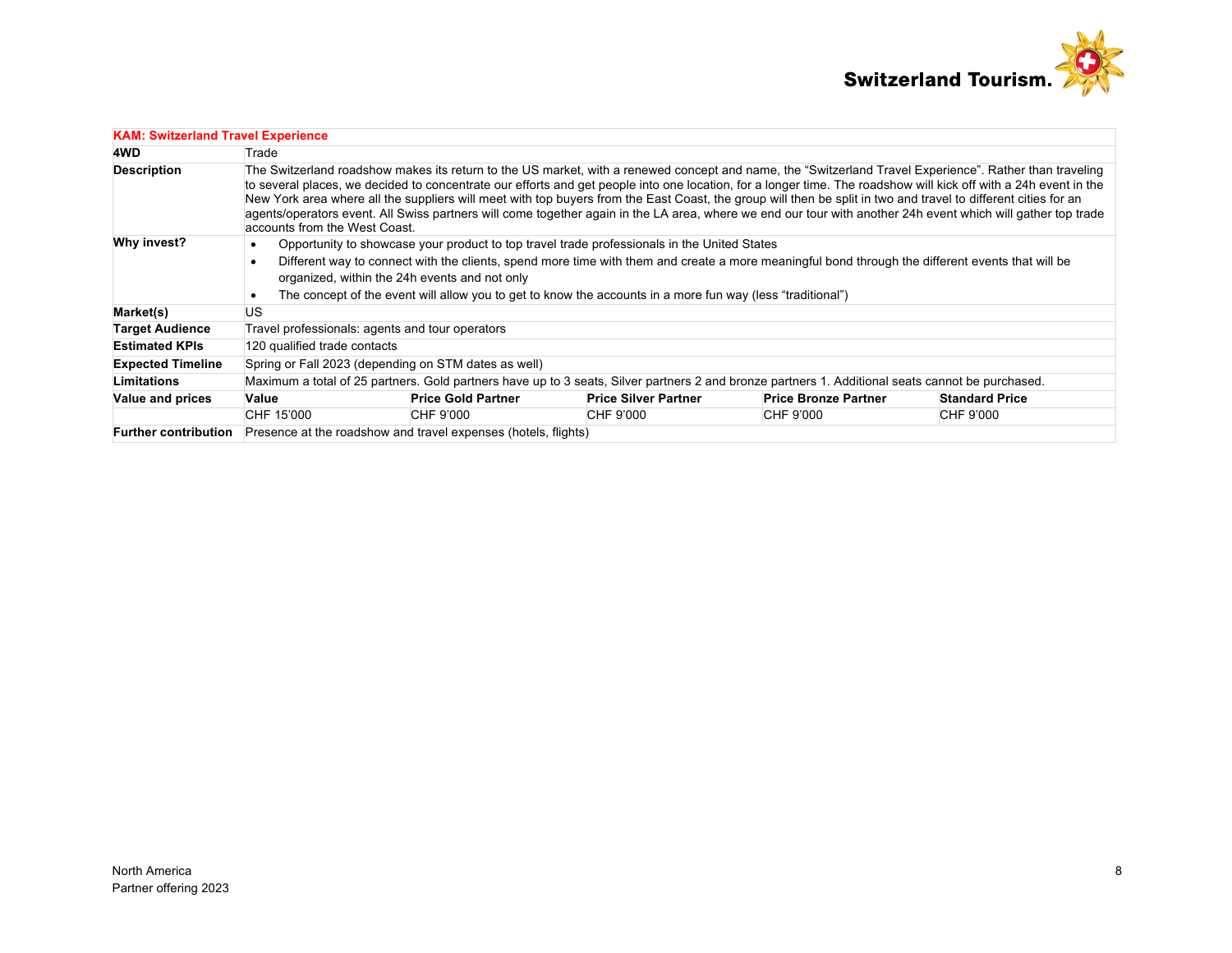| **KAM: Switzerland Travel Experience** | | | | | |
|---|---|---|---|---|---|
| **4WD** | Trade | | | | |
| **Description** | The Switzerland roadshow makes its return to the US market, with a renewed concept and name, the “Switzerland Travel Experience”. Rather than traveling to several places, we decided to concentrate our efforts and get people into one location, for a longer time. The roadshow will kick off with a 24h event in the New York area where all the suppliers will meet with top buyers from the East Coast, the group will then be split in two and travel to different cities for an agents/operators event. All Swiss partners will come together again in the LA area, where we end our tour with another 24h event which will gather top trade accounts from the West Coast. | | | | |
| **Why invest?** | • Opportunity to showcase your product to top travel trade professionals in the United States<br>• Different way to connect with the clients, spend more time with them and create a more meaningful bond through the different events that will be organized, within the 24h events and not only<br>• The concept of the event will allow you to get to know the accounts in a more fun way (less “traditional”) | | | | |
| **Market(s)** | US | | | | |
| **Target Audience** | Travel professionals: agents and tour operators | | | | |
| **Estimated KPIs** | 120 qualified trade contacts | | | | |
| **Expected Timeline** | Spring or Fall 2023 (depending on STM dates as well) | | | | |
| **Limitations** | Maximum a total of 25 partners. Gold partners have up to 3 seats, Silver partners 2 and bronze partners 1. Additional seats cannot be purchased. | | | | |
| **Value and prices** | **Value** | **Price Gold Partner** | **Price Silver Partner** | **Price Bronze Partner** | **Standard Price** |
| | CHF 15'000 | CHF 9'000 | CHF 9'000 | CHF 9'000 | CHF 9'000 |
| **Further contribution** | Presence at the roadshow and travel expenses (hotels, flights) | | | | |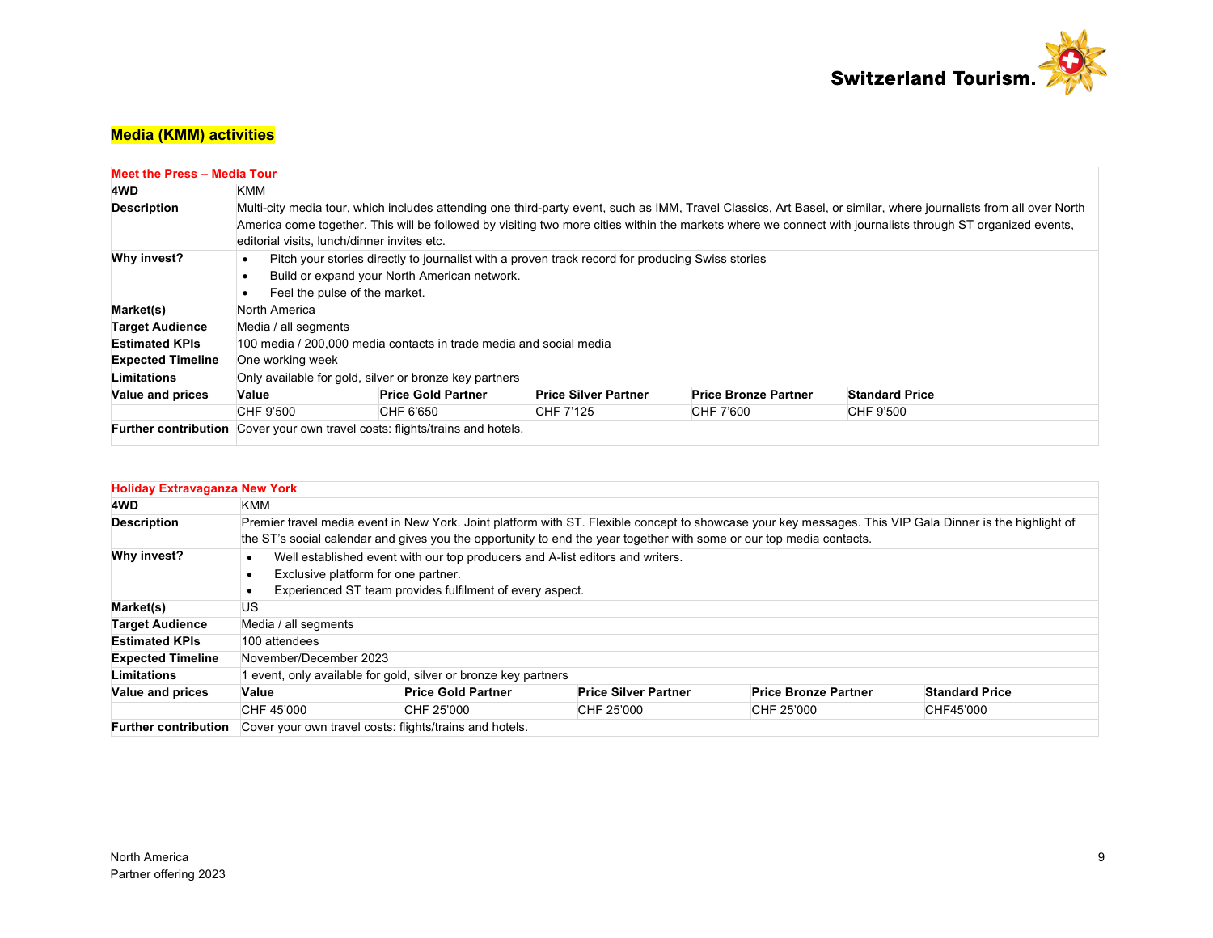## Media (KMM) activities

| Meet the Press – Media Tour | | | | | |
|---|---|---|---|---|---|
| **4WD** | KMM | | | | |
| **Description** | Multi-city media tour, which includes attending one third-party event, such as IMM, Travel Classics, Art Basel, or similar, where journalists from all over North America come together. This will be followed by visiting two more cities within the markets where we connect with journalists through ST organized events, editorial visits, lunch/dinner invites etc. | | | | |
| **Why invest?** | • Pitch your stories directly to journalist with a proven track record for producing Swiss stories<br>• Build or expand your North American network.<br>• Feel the pulse of the market. | | | | |
| **Market(s)** | North America | | | | |
| **Target Audience** | Media / all segments | | | | |
| **Estimated KPIs** | 100 media / 200,000 media contacts in trade media and social media | | | | |
| **Expected Timeline** | One working week | | | | |
| **Limitations** | Only available for gold, silver or bronze key partners | | | | |
| **Value and prices** | **Value** | **Price Gold Partner** | **Price Silver Partner** | **Price Bronze Partner** | **Standard Price** |
| | CHF 9'500 | CHF 6'650 | CHF 7'125 | CHF 7'600 | CHF 9'500 |
| **Further contribution** | Cover your own travel costs: flights/trains and hotels. | | | | |

| Holiday Extravaganza New York | | | | | |
|---|---|---|---|---|---|
| **4WD** | KMM | | | | |
| **Description** | Premier travel media event in New York. Joint platform with ST. Flexible concept to showcase your key messages. This VIP Gala Dinner is the highlight of the ST's social calendar and gives you the opportunity to end the year together with some or our top media contacts. | | | | |
| **Why invest?** | • Well established event with our top producers and A-list editors and writers.<br>• Exclusive platform for one partner.<br>• Experienced ST team provides fulfilment of every aspect. | | | | |
| **Market(s)** | US | | | | |
| **Target Audience** | Media / all segments | | | | |
| **Estimated KPIs** | 100 attendees | | | | |
| **Expected Timeline** | November/December 2023 | | | | |
| **Limitations** | 1 event, only available for gold, silver or bronze key partners | | | | |
| **Value and prices** | **Value** | **Price Gold Partner** | **Price Silver Partner** | **Price Bronze Partner** | **Standard Price** |
| | CHF 45'000 | CHF 25'000 | CHF 25'000 | CHF 25'000 | CHF45'000 |
| **Further contribution** | Cover your own travel costs: flights/trains and hotels. | | | | |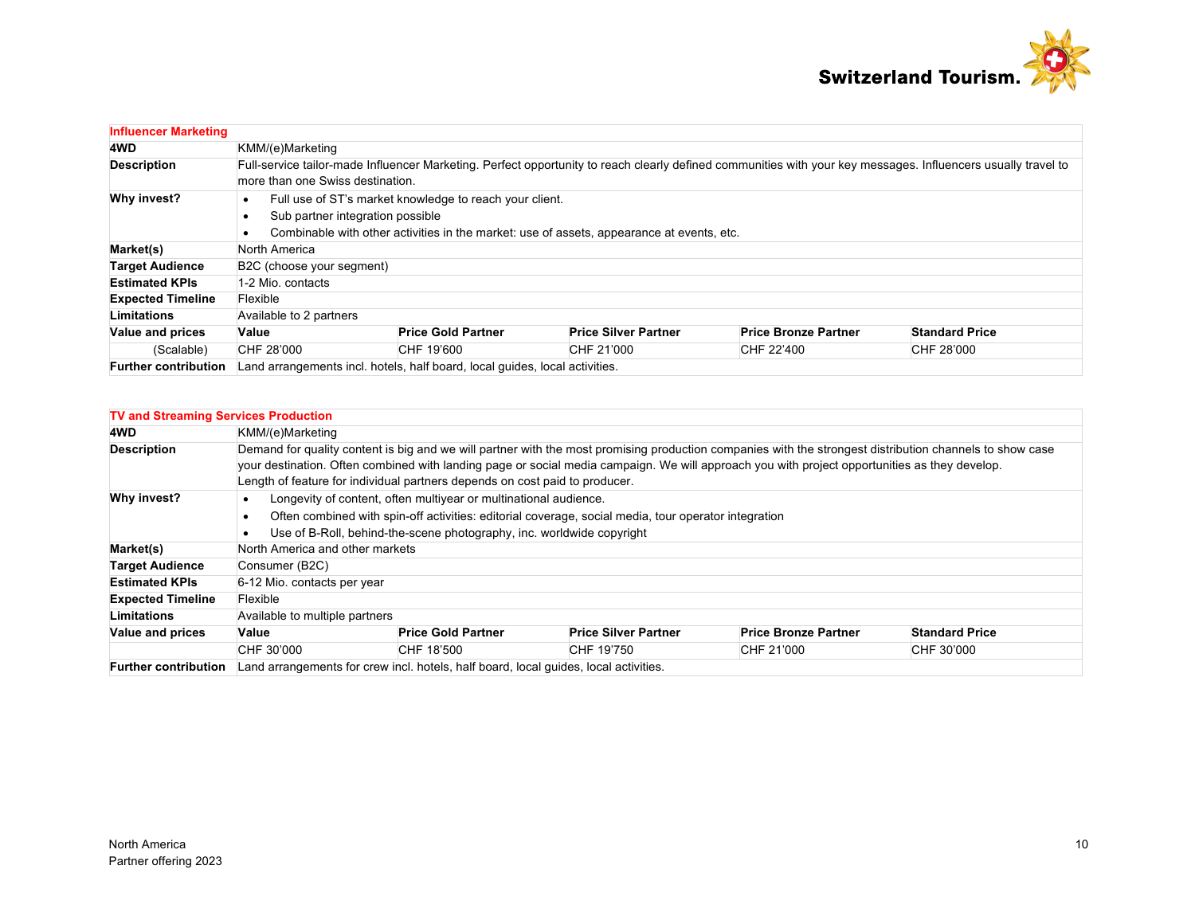| Influencer Marketing | | | | | |
|---|---|---|---|---|---|
| **4WD** | KMM/(e)Marketing | | | | |
| **Description** | Full-service tailor-made Influencer Marketing. Perfect opportunity to reach clearly defined communities with your key messages. Influencers usually travel to more than one Swiss destination. | | | | |
| **Why invest?** | • Full use of ST's market knowledge to reach your client.<br>• Sub partner integration possible<br>• Combinable with other activities in the market: use of assets, appearance at events, etc. | | | | |
| **Market(s)** | North America | | | | |
| **Target Audience** | B2C (choose your segment) | | | | |
| **Estimated KPIs** | 1-2 Mio. contacts | | | | |
| **Expected Timeline** | Flexible | | | | |
| **Limitations** | Available to 2 partners | | | | |
| **Value and prices** | **Value** | **Price Gold Partner** | **Price Silver Partner** | **Price Bronze Partner** | **Standard Price** |
| (Scalable) | CHF 28'000 | CHF 19'600 | CHF 21'000 | CHF 22'400 | CHF 28'000 |
| **Further contribution** | Land arrangements incl. hotels, half board, local guides, local activities. | | | | |

| TV and Streaming Services Production | | | | | |
|---|---|---|---|---|---|
| **4WD** | KMM/(e)Marketing | | | | |
| **Description** | Demand for quality content is big and we will partner with the most promising production companies with the strongest distribution channels to show case your destination. Often combined with landing page or social media campaign. We will approach you with project opportunities as they develop.<br>Length of feature for individual partners depends on cost paid to producer. | | | | |
| **Why invest?** | • Longevity of content, often multiyear or multinational audience.<br>• Often combined with spin-off activities: editorial coverage, social media, tour operator integration<br>• Use of B-Roll, behind-the-scene photography, inc. worldwide copyright | | | | |
| **Market(s)** | North America and other markets | | | | |
| **Target Audience** | Consumer (B2C) | | | | |
| **Estimated KPIs** | 6-12 Mio. contacts per year | | | | |
| **Expected Timeline** | Flexible | | | | |
| **Limitations** | Available to multiple partners | | | | |
| **Value and prices** | **Value** | **Price Gold Partner** | **Price Silver Partner** | **Price Bronze Partner** | **Standard Price** |
| | CHF 30'000 | CHF 18'500 | CHF 19'750 | CHF 21'000 | CHF 30'000 |
| **Further contribution** | Land arrangements for crew incl. hotels, half board, local guides, local activities. | | | | |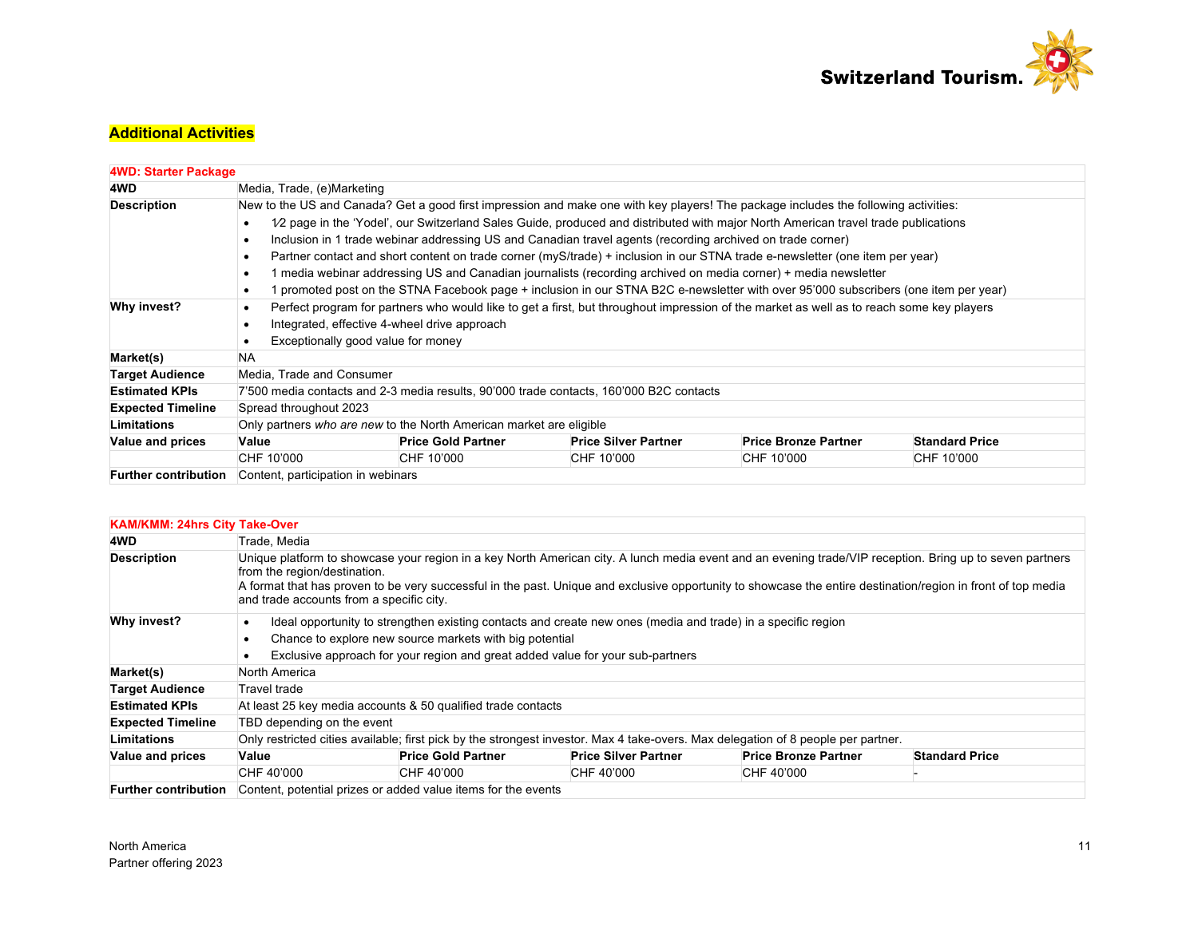## Additional Activities

| 4WD: Starter Package | | | | | |
|---|---|---|---|---|---|
| **4WD** | Media, Trade, (e)Marketing | | | | |
| **Description** | New to the US and Canada? Get a good first impression and make one with key players! The package includes the following activities:<br>• ½ page in the 'Yodel', our Switzerland Sales Guide, produced and distributed with major North American travel trade publications<br>• Inclusion in 1 trade webinar addressing US and Canadian travel agents (recording archived on trade corner)<br>• Partner contact and short content on trade corner (myS/trade) + inclusion in our STNA trade e-newsletter (one item per year)<br>• 1 media webinar addressing US and Canadian journalists (recording archived on media corner) + media newsletter<br>• 1 promoted post on the STNA Facebook page + inclusion in our STNA B2C e-newsletter with over 95'000 subscribers (one item per year) | | | | |
| **Why invest?** | • Perfect program for partners who would like to get a first, but throughout impression of the market as well as to reach some key players<br>• Integrated, effective 4-wheel drive approach<br>• Exceptionally good value for money | | | | |
| **Market(s)** | NA | | | | |
| **Target Audience** | Media, Trade and Consumer | | | | |
| **Estimated KPIs** | 7'500 media contacts and 2-3 media results, 90'000 trade contacts, 160'000 B2C contacts | | | | |
| **Expected Timeline** | Spread throughout 2023 | | | | |
| **Limitations** | Only partners *who are new* to the North American market are eligible | | | | |
| **Value and prices** | **Value** | **Price Gold Partner** | **Price Silver Partner** | **Price Bronze Partner** | **Standard Price** |
| | CHF 10'000 | CHF 10'000 | CHF 10'000 | CHF 10'000 | CHF 10'000 |
| **Further contribution** | Content, participation in webinars | | | | |

| KAM/KMM: 24hrs City Take-Over | | | | | |
|---|---|---|---|---|---|
| **4WD** | Trade, Media | | | | |
| **Description** | Unique platform to showcase your region in a key North American city. A lunch media event and an evening trade/VIP reception. Bring up to seven partners from the region/destination.<br>A format that has proven to be very successful in the past. Unique and exclusive opportunity to showcase the entire destination/region in front of top media and trade accounts from a specific city. | | | | |
| **Why invest?** | • Ideal opportunity to strengthen existing contacts and create new ones (media and trade) in a specific region<br>• Chance to explore new source markets with big potential<br>• Exclusive approach for your region and great added value for your sub-partners | | | | |
| **Market(s)** | North America | | | | |
| **Target Audience** | Travel trade | | | | |
| **Estimated KPIs** | At least 25 key media accounts & 50 qualified trade contacts | | | | |
| **Expected Timeline** | TBD depending on the event | | | | |
| **Limitations** | Only restricted cities available; first pick by the strongest investor. Max 4 take-overs. Max delegation of 8 people per partner. | | | | |
| **Value and prices** | **Value** | **Price Gold Partner** | **Price Silver Partner** | **Price Bronze Partner** | **Standard Price** |
| | CHF 40'000 | CHF 40'000 | CHF 40'000 | CHF 40'000 | - |
| **Further contribution** | Content, potential prizes or added value items for the events | | | | |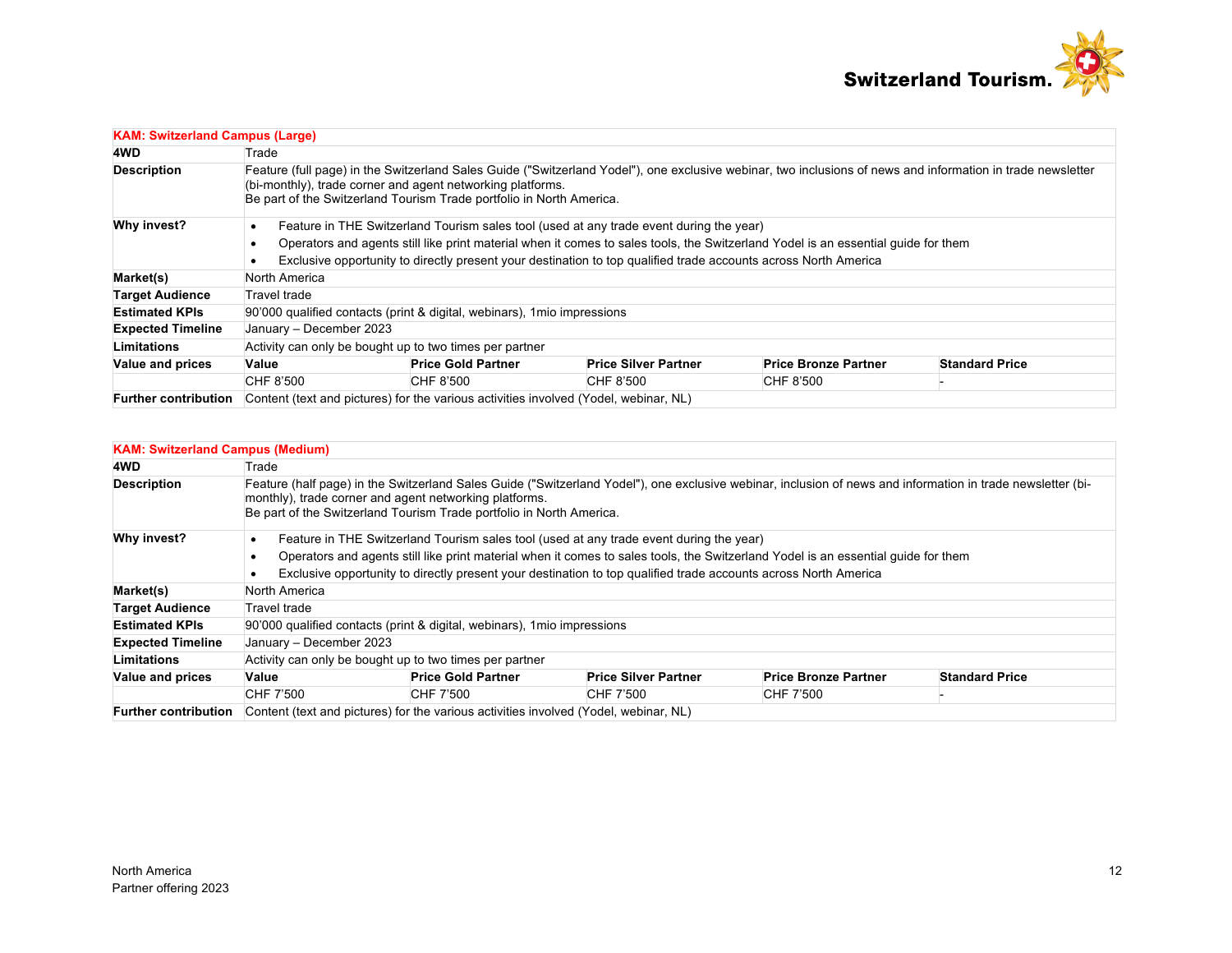| KAM: Switzerland Campus (Large) | | | | | |
|---|---|---|---|---|---|
| **4WD** | Trade | | | | |
| **Description** | Feature (full page) in the Switzerland Sales Guide ("Switzerland Yodel"), one exclusive webinar, two inclusions of news and information in trade newsletter (bi-monthly), trade corner and agent networking platforms.<br>Be part of the Switzerland Tourism Trade portfolio in North America. | | | | |
| **Why invest?** | • Feature in THE Switzerland Tourism sales tool (used at any trade event during the year)<br>• Operators and agents still like print material when it comes to sales tools, the Switzerland Yodel is an essential guide for them<br>• Exclusive opportunity to directly present your destination to top qualified trade accounts across North America | | | | |
| **Market(s)** | North America | | | | |
| **Target Audience** | Travel trade | | | | |
| **Estimated KPIs** | 90'000 qualified contacts (print & digital, webinars), 1mio impressions | | | | |
| **Expected Timeline** | January – December 2023 | | | | |
| **Limitations** | Activity can only be bought up to two times per partner | | | | |
| **Value and prices** | **Value** | **Price Gold Partner** | **Price Silver Partner** | **Price Bronze Partner** | **Standard Price** |
| | CHF 8'500 | CHF 8'500 | CHF 8'500 | CHF 8'500 | - |
| **Further contribution** | Content (text and pictures) for the various activities involved (Yodel, webinar, NL) | | | | |

| KAM: Switzerland Campus (Medium) | | | | | |
|---|---|---|---|---|---|
| **4WD** | Trade | | | | |
| **Description** | Feature (half page) in the Switzerland Sales Guide ("Switzerland Yodel"), one exclusive webinar, inclusion of news and information in trade newsletter (bi-monthly), trade corner and agent networking platforms.<br>Be part of the Switzerland Tourism Trade portfolio in North America. | | | | |
| **Why invest?** | • Feature in THE Switzerland Tourism sales tool (used at any trade event during the year)<br>• Operators and agents still like print material when it comes to sales tools, the Switzerland Yodel is an essential guide for them<br>• Exclusive opportunity to directly present your destination to top qualified trade accounts across North America | | | | |
| **Market(s)** | North America | | | | |
| **Target Audience** | Travel trade | | | | |
| **Estimated KPIs** | 90'000 qualified contacts (print & digital, webinars), 1mio impressions | | | | |
| **Expected Timeline** | January – December 2023 | | | | |
| **Limitations** | Activity can only be bought up to two times per partner | | | | |
| **Value and prices** | **Value** | **Price Gold Partner** | **Price Silver Partner** | **Price Bronze Partner** | **Standard Price** |
| | CHF 7'500 | CHF 7'500 | CHF 7'500 | CHF 7'500 | - |
| **Further contribution** | Content (text and pictures) for the various activities involved (Yodel, webinar, NL) | | | | |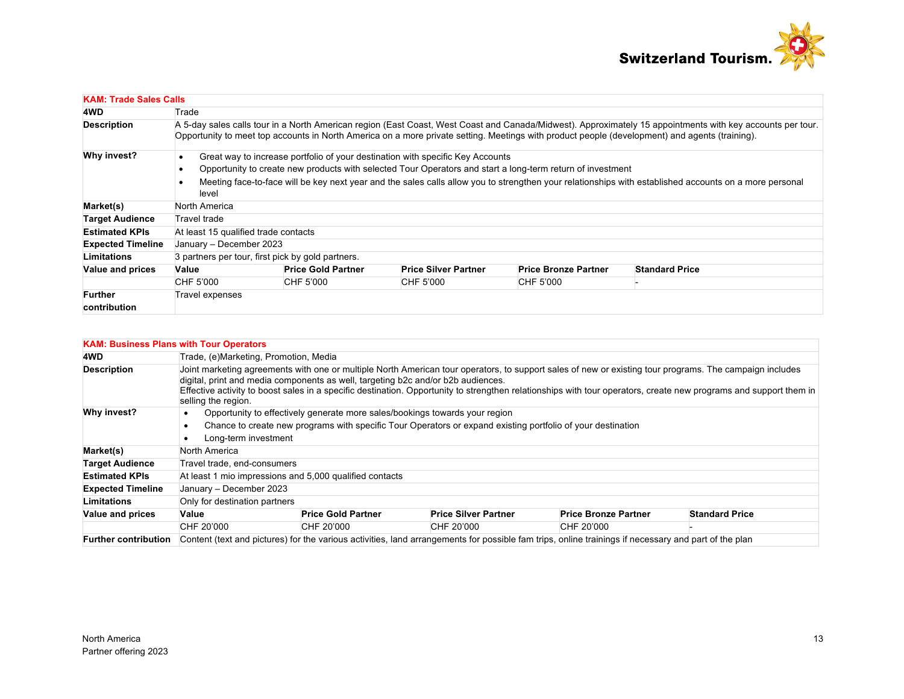| KAM: Trade Sales Calls | | | | | |
|---|---|---|---|---|---|
| **4WD** | Trade | | | | |
| **Description** | A 5-day sales calls tour in a North American region (East Coast, West Coast and Canada/Midwest). Approximately 15 appointments with key accounts per tour. Opportunity to meet top accounts in North America on a more private setting. Meetings with product people (development) and agents (training). | | | | |
| **Why invest?** | • Great way to increase portfolio of your destination with specific Key Accounts<br>• Opportunity to create new products with selected Tour Operators and start a long-term return of investment<br>• Meeting face-to-face will be key next year and the sales calls allow you to strengthen your relationships with established accounts on a more personal level | | | | |
| **Market(s)** | North America | | | | |
| **Target Audience** | Travel trade | | | | |
| **Estimated KPIs** | At least 15 qualified trade contacts | | | | |
| **Expected Timeline** | January – December 2023 | | | | |
| **Limitations** | 3 partners per tour, first pick by gold partners. | | | | |
| **Value and prices** | **Value** | **Price Gold Partner** | **Price Silver Partner** | **Price Bronze Partner** | **Standard Price** |
| | CHF 5'000 | CHF 5'000 | CHF 5'000 | CHF 5'000 | - |
| **Further contribution** | Travel expenses | | | | |

| KAM: Business Plans with Tour Operators | | | | | |
|---|---|---|---|---|---|
| **4WD** | Trade, (e)Marketing, Promotion, Media | | | | |
| **Description** | Joint marketing agreements with one or multiple North American tour operators, to support sales of new or existing tour programs. The campaign includes digital, print and media components as well, targeting b2c and/or b2b audiences.<br>Effective activity to boost sales in a specific destination. Opportunity to strengthen relationships with tour operators, create new programs and support them in selling the region. | | | | |
| **Why invest?** | • Opportunity to effectively generate more sales/bookings towards your region<br>• Chance to create new programs with specific Tour Operators or expand existing portfolio of your destination<br>• Long-term investment | | | | |
| **Market(s)** | North America | | | | |
| **Target Audience** | Travel trade, end-consumers | | | | |
| **Estimated KPIs** | At least 1 mio impressions and 5,000 qualified contacts | | | | |
| **Expected Timeline** | January – December 2023 | | | | |
| **Limitations** | Only for destination partners | | | | |
| **Value and prices** | **Value** | **Price Gold Partner** | **Price Silver Partner** | **Price Bronze Partner** | **Standard Price** |
| | CHF 20'000 | CHF 20'000 | CHF 20'000 | CHF 20'000 | - |
| **Further contribution** | Content (text and pictures) for the various activities, land arrangements for possible fam trips, online trainings if necessary and part of the plan | | | | |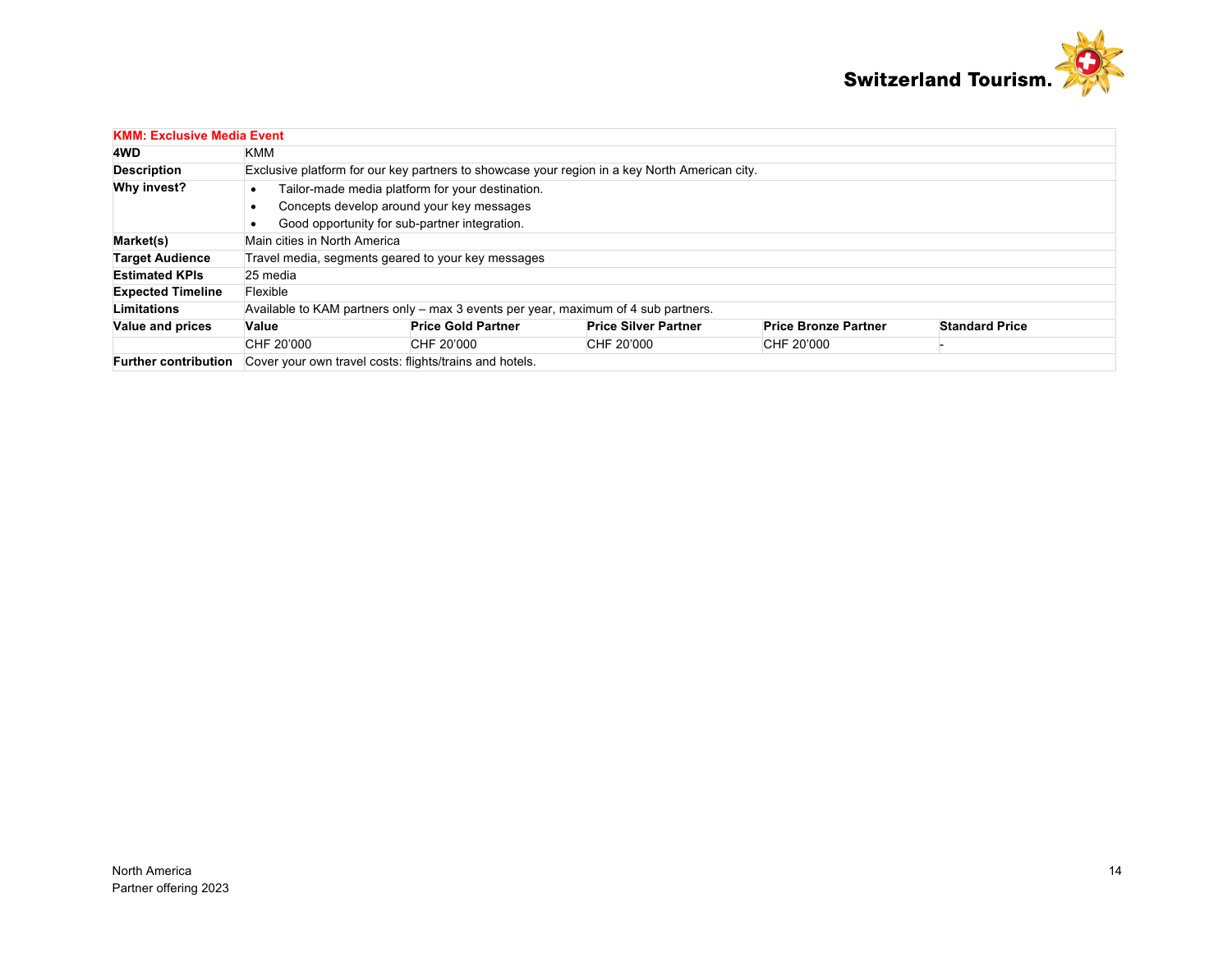| KMM: Exclusive Media Event | | | | | |
|---|---|---|---|---|---|
| **4WD** | KMM | | | | |
| **Description** | Exclusive platform for our key partners to showcase your region in a key North American city. | | | | |
| **Why invest?** | • Tailor-made media platform for your destination.<br>• Concepts develop around your key messages<br>• Good opportunity for sub-partner integration. | | | | |
| **Market(s)** | Main cities in North America | | | | |
| **Target Audience** | Travel media, segments geared to your key messages | | | | |
| **Estimated KPIs** | 25 media | | | | |
| **Expected Timeline** | Flexible | | | | |
| **Limitations** | Available to KAM partners only – max 3 events per year, maximum of 4 sub partners. | | | | |
| **Value and prices** | **Value** | **Price Gold Partner** | **Price Silver Partner** | **Price Bronze Partner** | **Standard Price** |
| | CHF 20'000 | CHF 20'000 | CHF 20'000 | CHF 20'000 | - |
| **Further contribution** | Cover your own travel costs: flights/trains and hotels. | | | | |